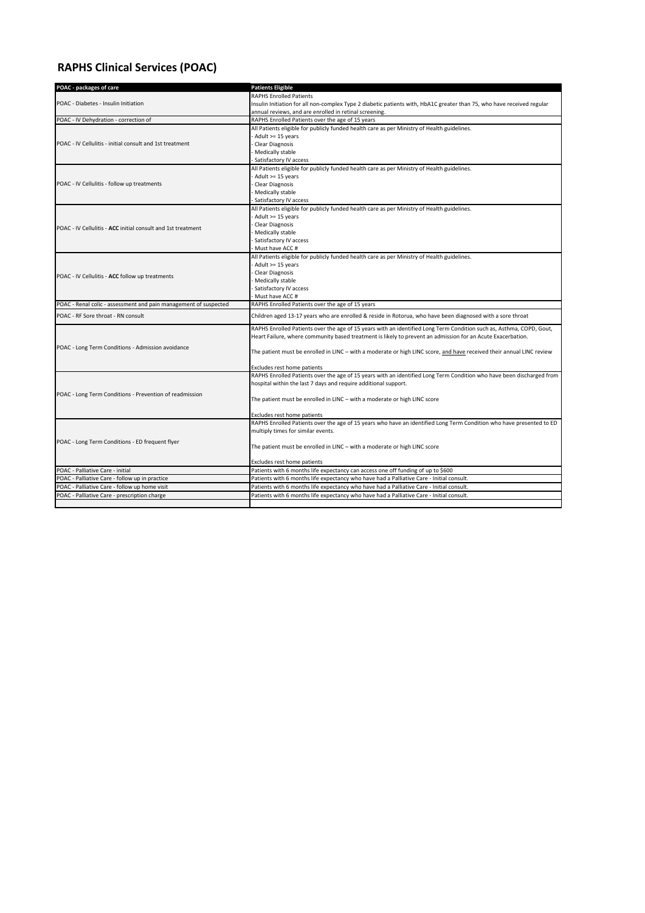# RAPHS Clinical Services (POAC)

| POAC - packages of care | Patients Eligible |
|---|---|
| POAC - Diabetes - Insulin Initiation | RAPHS Enrolled Patients<br>Insulin Initiation for all non-complex Type 2 diabetic patients with, HbA1C greater than 75, who have received regular annual reviews, and are enrolled in retinal screening. |
| POAC - IV Dehydration - correction of | RAPHS Enrolled Patients over the age of 15 years |
| POAC - IV Cellulitis - initial consult and 1st treatment | All Patients eligible for publicly funded health care as per Ministry of Health guidelines.<br>- Adult >= 15 years<br>- Clear Diagnosis<br>- Medically stable<br>- Satisfactory IV access |
| POAC - IV Cellulitis - follow up treatments | All Patients eligible for publicly funded health care as per Ministry of Health guidelines.<br>- Adult >= 15 years<br>- Clear Diagnosis<br>- Medically stable<br>- Satisfactory IV access |
| POAC - IV Cellulitis - **ACC** initial consult and 1st treatment | All Patients eligible for publicly funded health care as per Ministry of Health guidelines.<br>- Adult >= 15 years<br>- Clear Diagnosis<br>- Medically stable<br>- Satisfactory IV access<br>- Must have ACC # |
| POAC - IV Cellulitis - **ACC** follow up treatments | All Patients eligible for publicly funded health care as per Ministry of Health guidelines.<br>- Adult >= 15 years<br>- Clear Diagnosis<br>- Medically stable<br>- Satisfactory IV access<br>- Must have ACC # |
| POAC - Renal colic - assessment and pain management of suspected | RAPHS Enrolled Patients over the age of 15 years |
| POAC - RF Sore throat - RN consult | Children aged 13-17 years who are enrolled & reside in Rotorua, who have been diagnosed with a sore throat |
| POAC - Long Term Conditions - Admission avoidance | RAPHS Enrolled Patients over the age of 15 years with an identified Long Term Condition such as, Asthma, COPD, Gout, Heart Failure, where community based treatment is likely to prevent an admission for an Acute Exacerbation.<br><br>The patient must be enrolled in LINC – with a moderate or high LINC score, <u>and have</u> received their annual LINC review<br><br>Excludes rest home patients |
| POAC - Long Term Conditions - Prevention of readmission | RAPHS Enrolled Patients over the age of 15 years with an identified Long Term Condition who have been discharged from hospital within the last 7 days and require additional support.<br><br>The patient must be enrolled in LINC – with a moderate or high LINC score<br><br>Excludes rest home patients |
| POAC - Long Term Conditions - ED frequent flyer | RAPHS Enrolled Patients over the age of 15 years who have an identified Long Term Condition who have presented to ED multiply times for similar events.<br><br>The patient must be enrolled in LINC – with a moderate or high LINC score<br><br>Excludes rest home patients |
| POAC - Palliative Care - initial | Patients with 6 months life expectancy can access one off funding of up to $600 |
| POAC - Palliative Care - follow up in practice | Patients with 6 months life expectancy who have had a Palliative Care - Initial consult. |
| POAC - Palliative Care - follow up home visit | Patients with 6 months life expectancy who have had a Palliative Care - Initial consult. |
| POAC - Palliative Care - prescription charge | Patients with 6 months life expectancy who have had a Palliative Care - Initial consult. |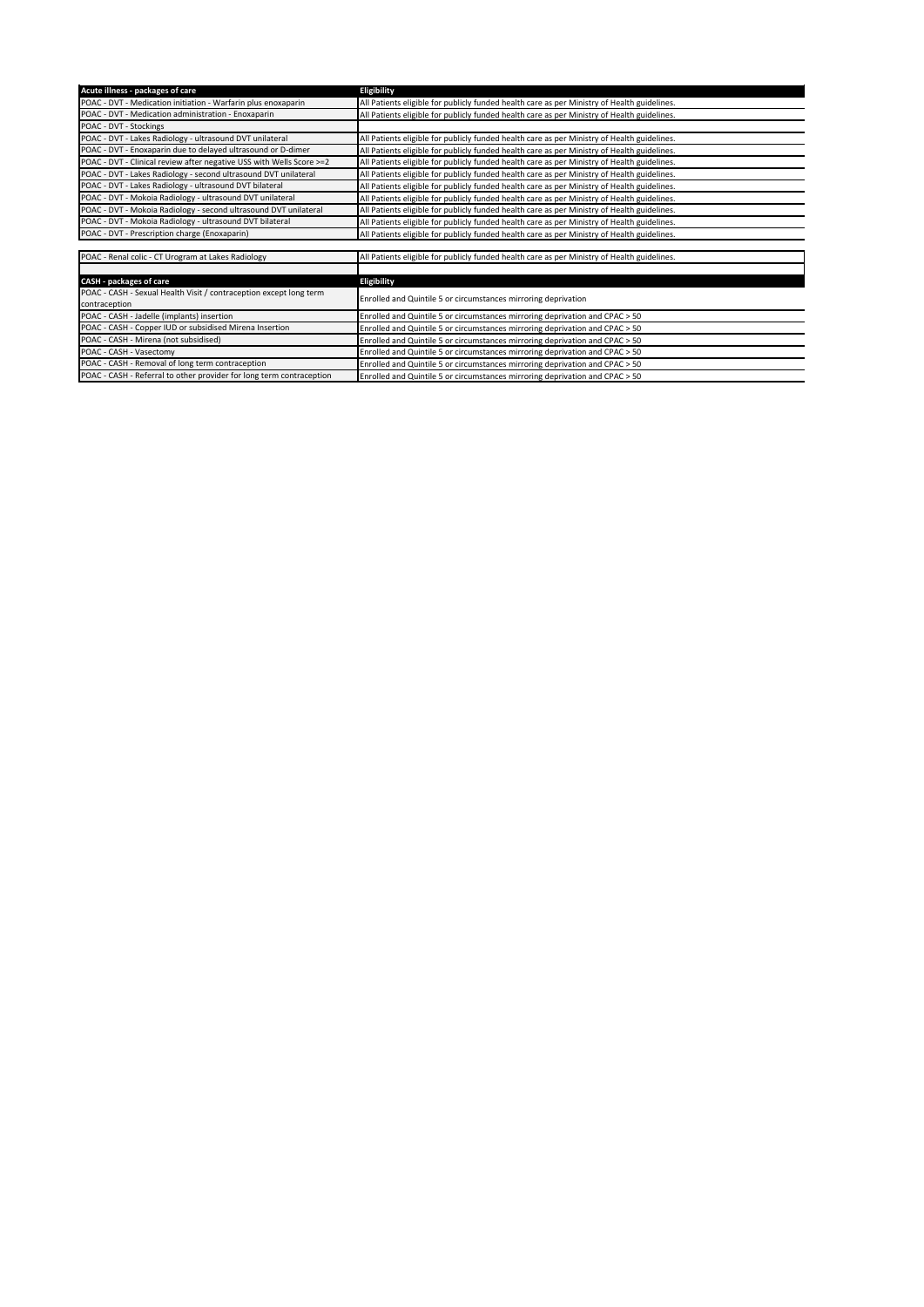| Acute illness - packages of care | Eligibility |
|---|---|
| POAC - DVT - Medication initiation - Warfarin plus enoxaparin | All Patients eligible for publicly funded health care as per Ministry of Health guidelines. |
| POAC - DVT - Medication administration - Enoxaparin | All Patients eligible for publicly funded health care as per Ministry of Health guidelines. |
| POAC - DVT - Stockings | |
| POAC - DVT - Lakes Radiology - ultrasound DVT unilateral | All Patients eligible for publicly funded health care as per Ministry of Health guidelines. |
| POAC - DVT - Enoxaparin due to delayed ultrasound or D-dimer | All Patients eligible for publicly funded health care as per Ministry of Health guidelines. |
| POAC - DVT - Clinical review after negative USS with Wells Score >=2 | All Patients eligible for publicly funded health care as per Ministry of Health guidelines. |
| POAC - DVT - Lakes Radiology - second ultrasound DVT unilateral | All Patients eligible for publicly funded health care as per Ministry of Health guidelines. |
| POAC - DVT - Lakes Radiology - ultrasound DVT bilateral | All Patients eligible for publicly funded health care as per Ministry of Health guidelines. |
| POAC - DVT - Mokoia Radiology - ultrasound DVT unilateral | All Patients eligible for publicly funded health care as per Ministry of Health guidelines. |
| POAC - DVT - Mokoia Radiology - second ultrasound DVT unilateral | All Patients eligible for publicly funded health care as per Ministry of Health guidelines. |
| POAC - DVT - Mokoia Radiology - ultrasound DVT bilateral | All Patients eligible for publicly funded health care as per Ministry of Health guidelines. |
| POAC - DVT - Prescription charge (Enoxaparin) | All Patients eligible for publicly funded health care as per Ministry of Health guidelines. |
| | |
| POAC - Renal colic - CT Urogram at Lakes Radiology | All Patients eligible for publicly funded health care as per Ministry of Health guidelines. |

| CASH - packages of care | Eligibility |
|---|---|
| POAC - CASH - Sexual Health Visit / contraception except long term contraception | Enrolled and Quintile 5 or circumstances mirroring deprivation |
| POAC - CASH - Jadelle (implants) insertion | Enrolled and Quintile 5 or circumstances mirroring deprivation and CPAC > 50 |
| POAC - CASH - Copper IUD or subsidised Mirena Insertion | Enrolled and Quintile 5 or circumstances mirroring deprivation and CPAC > 50 |
| POAC - CASH - Mirena (not subsidised) | Enrolled and Quintile 5 or circumstances mirroring deprivation and CPAC > 50 |
| POAC - CASH - Vasectomy | Enrolled and Quintile 5 or circumstances mirroring deprivation and CPAC > 50 |
| POAC - CASH - Removal of long term contraception | Enrolled and Quintile 5 or circumstances mirroring deprivation and CPAC > 50 |
| POAC - CASH - Referral to other provider for long term contraception | Enrolled and Quintile 5 or circumstances mirroring deprivation and CPAC > 50 |